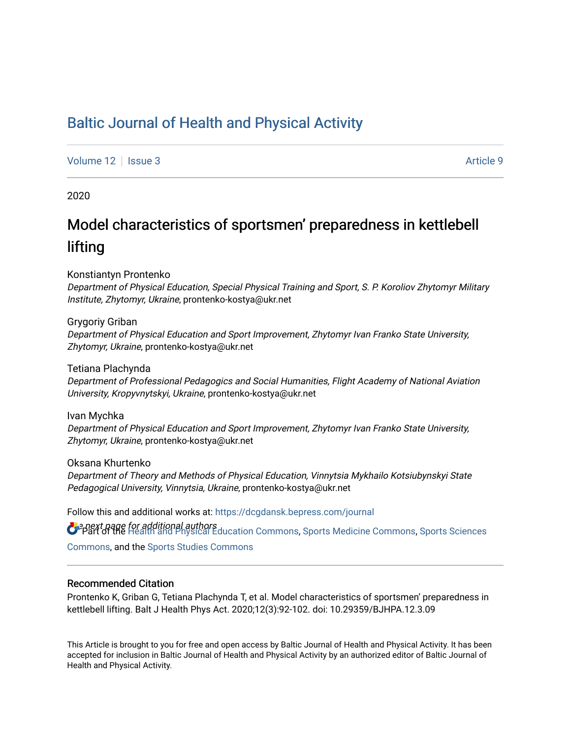# Baltic Journal of Health and Physical Activity

Volume 12 | Issue 3 — Article 9

2020

## Model characteristics of sportsmen' preparedness in kettlebell lifting

Konstiantyn Prontenko
*Department of Physical Education, Special Physical Training and Sport, S. P. Koroliov Zhytomyr Military Institute, Zhytomyr, Ukraine*, prontenko-kostya@ukr.net

Grygoriy Griban
*Department of Physical Education and Sport Improvement, Zhytomyr Ivan Franko State University, Zhytomyr, Ukraine*, prontenko-kostya@ukr.net

Tetiana Plachynda
*Department of Professional Pedagogics and Social Humanities, Flight Academy of National Aviation University, Kropyvnytskyi, Ukraine*, prontenko-kostya@ukr.net

Ivan Mychka
*Department of Physical Education and Sport Improvement, Zhytomyr Ivan Franko State University, Zhytomyr, Ukraine*, prontenko-kostya@ukr.net

Oksana Khurtenko
*Department of Theory and Methods of Physical Education, Vinnytsia Mykhailo Kotsiubynskyi State Pedagogical University, Vinnytsia, Ukraine*, prontenko-kostya@ukr.net

Follow this and additional works at: https://dcgdansk.bepress.com/journal

See next page for additional authors

Part of the Health and Physical Education Commons, Sports Medicine Commons, Sports Sciences Commons, and the Sports Studies Commons

### Recommended Citation

Prontenko K, Griban G, Tetiana Plachynda T, et al. Model characteristics of sportsmen' preparedness in kettlebell lifting. Balt J Health Phys Act. 2020;12(3):92-102. doi: 10.29359/BJHPA.12.3.09

This Article is brought to you for free and open access by Baltic Journal of Health and Physical Activity. It has been accepted for inclusion in Baltic Journal of Health and Physical Activity by an authorized editor of Baltic Journal of Health and Physical Activity.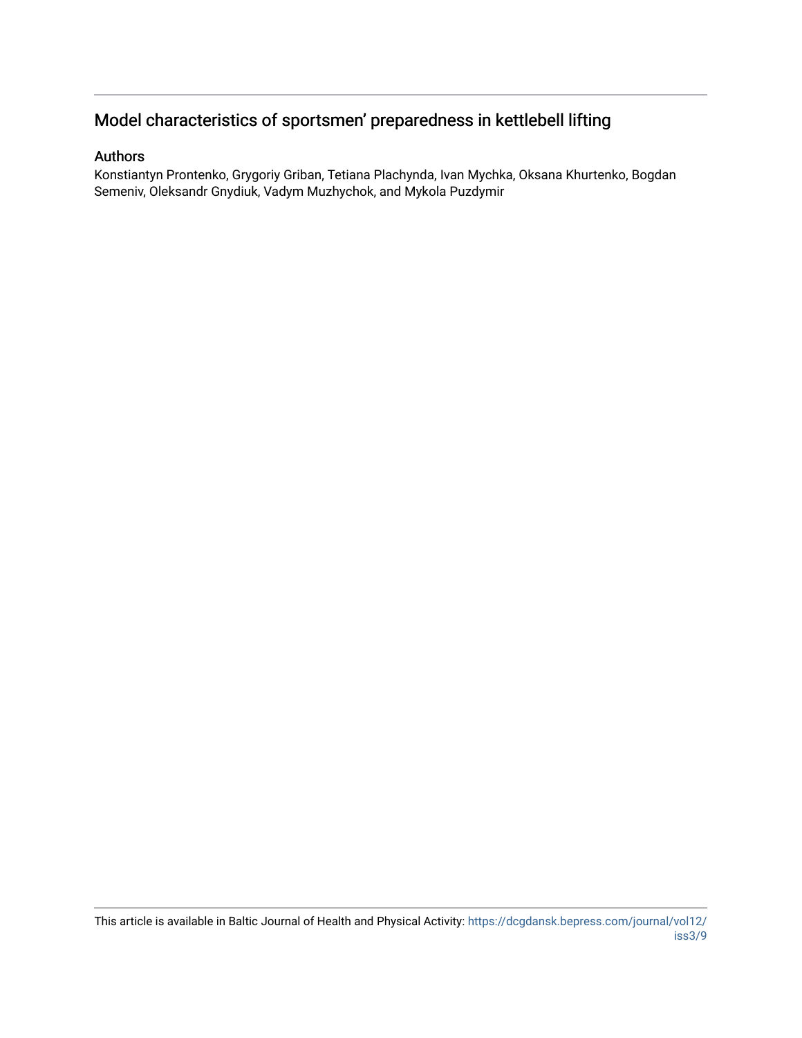# Model characteristics of sportsmen' preparedness in kettlebell lifting

## Authors

Konstiantyn Prontenko, Grygoriy Griban, Tetiana Plachynda, Ivan Mychka, Oksana Khurtenko, Bogdan Semeniv, Oleksandr Gnydiuk, Vadym Muzhychok, and Mykola Puzdymir

This article is available in Baltic Journal of Health and Physical Activity: https://dcgdansk.bepress.com/journal/vol12/iss3/9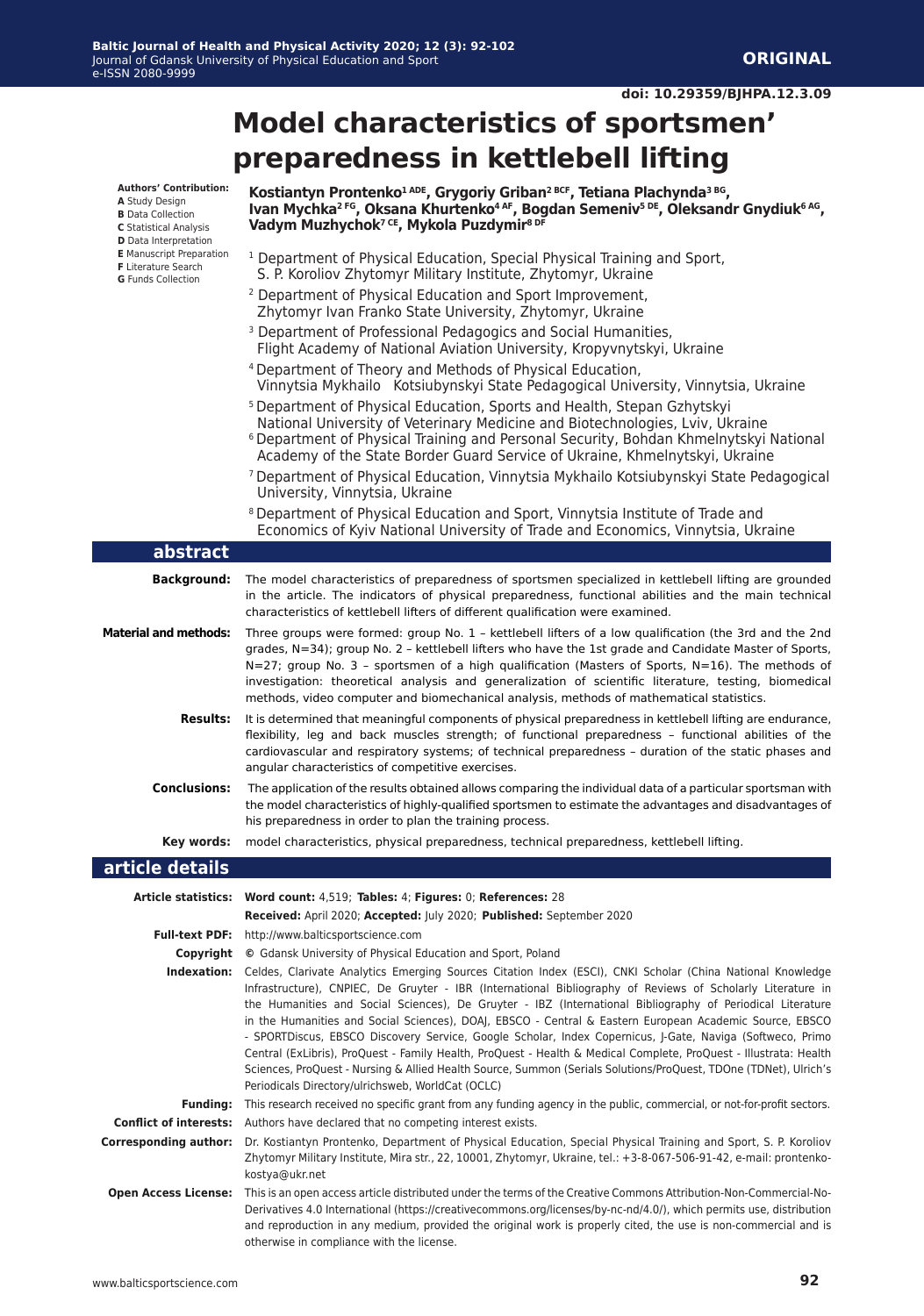**ORIGINAL**

doi: 10.29359/BJHPA.12.3.09

# Model characteristics of sportsmen' preparedness in kettlebell lifting

**Authors' Contribution:**
**A** Study Design
**B** Data Collection
**C** Statistical Analysis
**D** Data Interpretation
**E** Manuscript Preparation
**F** Literature Search
**G** Funds Collection

**Kostiantyn Prontenko[1 ADE], Grygoriy Griban[2 BCF], Tetiana Plachynda[3 BG], Ivan Mychka[2 FG], Oksana Khurtenko[4 AF], Bogdan Semeniv[5 DE], Oleksandr Gnydiuk[6 AG], Vadym Muzhychok[7 CE], Mykola Puzdymir[8 DF]**

[1] Department of Physical Education, Special Physical Training and Sport, S. P. Koroliov Zhytomyr Military Institute, Zhytomyr, Ukraine

[2] Department of Physical Education and Sport Improvement, Zhytomyr Ivan Franko State University, Zhytomyr, Ukraine

[3] Department of Professional Pedagogics and Social Humanities, Flight Academy of National Aviation University, Kropyvnytskyi, Ukraine

[4] Department of Theory and Methods of Physical Education, Vinnytsia Mykhailo Kotsiubynskyi State Pedagogical University, Vinnytsia, Ukraine

[5] Department of Physical Education, Sports and Health, Stepan Gzhytskyi National University of Veterinary Medicine and Biotechnologies, Lviv, Ukraine

[6] Department of Physical Training and Personal Security, Bohdan Khmelnytskyi National Academy of the State Border Guard Service of Ukraine, Khmelnytskyi, Ukraine

[7] Department of Physical Education, Vinnytsia Mykhailo Kotsiubynskyi State Pedagogical University, Vinnytsia, Ukraine

[8] Department of Physical Education and Sport, Vinnytsia Institute of Trade and Economics of Kyiv National University of Trade and Economics, Vinnytsia, Ukraine

## abstract

**Background:** The model characteristics of preparedness of sportsmen specialized in kettlebell lifting are grounded in the article. The indicators of physical preparedness, functional abilities and the main technical characteristics of kettlebell lifters of different qualification were examined.

**Material and methods:** Three groups were formed: group No. 1 – kettlebell lifters of a low qualification (the 3rd and the 2nd grades, N=34); group No. 2 – kettlebell lifters who have the 1st grade and Candidate Master of Sports, N=27; group No. 3 – sportsmen of a high qualification (Masters of Sports, N=16). The methods of investigation: theoretical analysis and generalization of scientific literature, testing, biomedical methods, video computer and biomechanical analysis, methods of mathematical statistics.

**Results:** It is determined that meaningful components of physical preparedness in kettlebell lifting are endurance, flexibility, leg and back muscles strength; of functional preparedness – functional abilities of the cardiovascular and respiratory systems; of technical preparedness – duration of the static phases and angular characteristics of competitive exercises.

**Conclusions:** The application of the results obtained allows comparing the individual data of a particular sportsman with the model characteristics of highly-qualified sportsmen to estimate the advantages and disadvantages of his preparedness in order to plan the training process.

**Key words:** model characteristics, physical preparedness, technical preparedness, kettlebell lifting.

## article details

**Article statistics:** **Word count:** 4,519; **Tables:** 4; **Figures:** 0; **References:** 28
**Received:** April 2020; **Accepted:** July 2020; **Published:** September 2020

**Full-text PDF:** http://www.balticsportscience.com

**Copyright** © Gdansk University of Physical Education and Sport, Poland

**Indexation:** Celdes, Clarivate Analytics Emerging Sources Citation Index (ESCI), CNKI Scholar (China National Knowledge Infrastructure), CNPIEC, De Gruyter - IBR (International Bibliography of Reviews of Scholarly Literature in the Humanities and Social Sciences), De Gruyter - IBZ (International Bibliography of Periodical Literature in the Humanities and Social Sciences), DOAJ, EBSCO - Central & Eastern European Academic Source, EBSCO - SPORTDiscus, EBSCO Discovery Service, Google Scholar, Index Copernicus, J-Gate, Naviga (Softweco, Primo Central (ExLibris), ProQuest - Family Health, ProQuest - Health & Medical Complete, ProQuest - Illustrata: Health Sciences, ProQuest - Nursing & Allied Health Source, Summon (Serials Solutions/ProQuest, TDOne (TDNet), Ulrich's Periodicals Directory/ulrichsweb, WorldCat (OCLC)

**Funding:** This research received no specific grant from any funding agency in the public, commercial, or not-for-profit sectors.

**Conflict of interests:** Authors have declared that no competing interest exists.

**Corresponding author:** Dr. Kostiantyn Prontenko, Department of Physical Education, Special Physical Training and Sport, S. P. Koroliov Zhytomyr Military Institute, Mira str., 22, 10001, Zhytomyr, Ukraine, tel.: +3-8-067-506-91-42, e-mail: prontenko-kostya@ukr.net

**Open Access License:** This is an open access article distributed under the terms of the Creative Commons Attribution-Non-Commercial-No-Derivatives 4.0 International (https://creativecommons.org/licenses/by-nc-nd/4.0/), which permits use, distribution and reproduction in any medium, provided the original work is properly cited, the use is non-commercial and is otherwise in compliance with the license.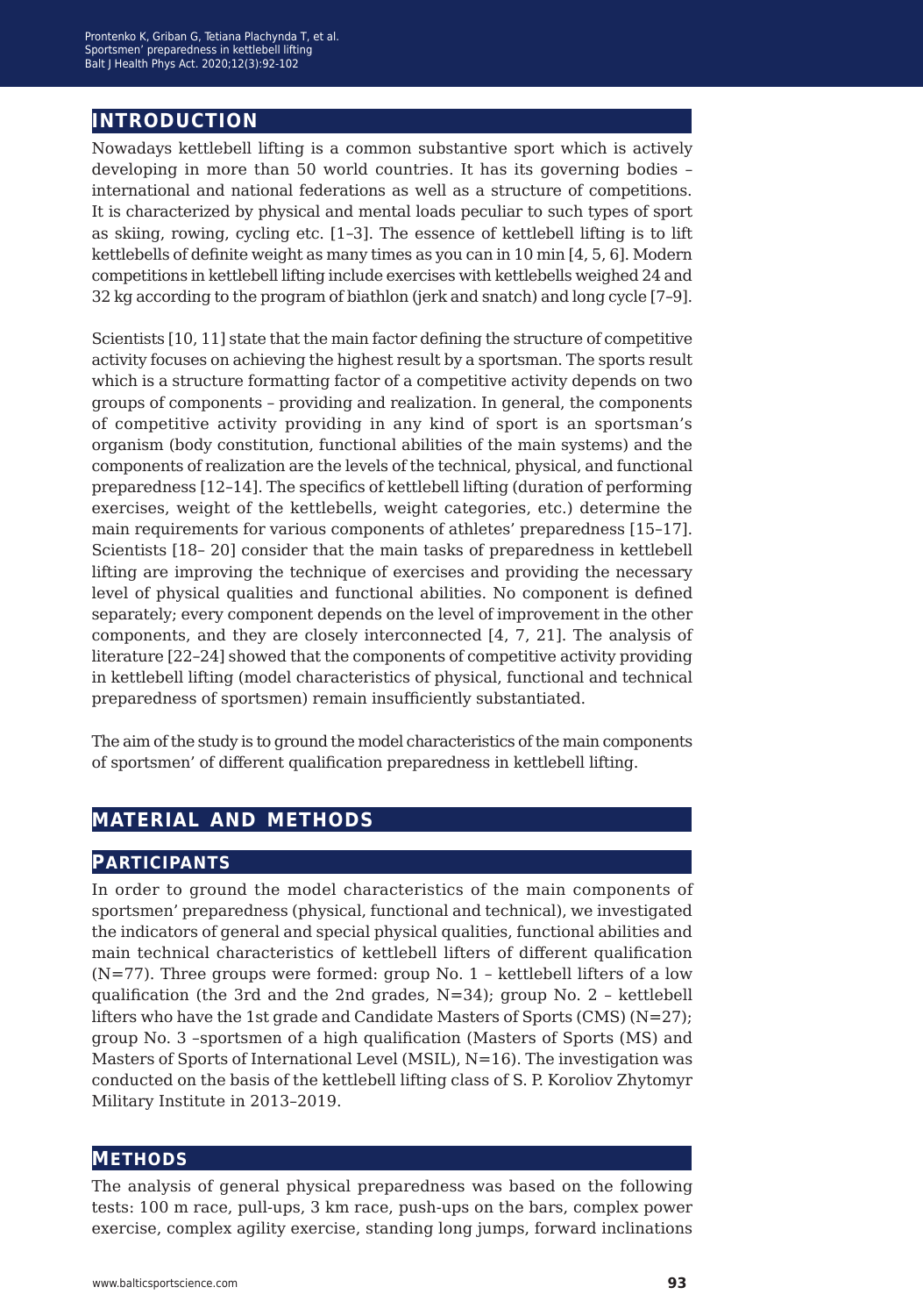## INTRODUCTION

Nowadays kettlebell lifting is a common substantive sport which is actively developing in more than 50 world countries. It has its governing bodies – international and national federations as well as a structure of competitions. It is characterized by physical and mental loads peculiar to such types of sport as skiing, rowing, cycling etc. [1–3]. The essence of kettlebell lifting is to lift kettlebells of definite weight as many times as you can in 10 min [4, 5, 6]. Modern competitions in kettlebell lifting include exercises with kettlebells weighed 24 and 32 kg according to the program of biathlon (jerk and snatch) and long cycle [7–9].

Scientists [10, 11] state that the main factor defining the structure of competitive activity focuses on achieving the highest result by a sportsman. The sports result which is a structure formatting factor of a competitive activity depends on two groups of components – providing and realization. In general, the components of competitive activity providing in any kind of sport is an sportsman's organism (body constitution, functional abilities of the main systems) and the components of realization are the levels of the technical, physical, and functional preparedness [12–14]. The specifics of kettlebell lifting (duration of performing exercises, weight of the kettlebells, weight categories, etc.) determine the main requirements for various components of athletes' preparedness [15–17]. Scientists [18– 20] consider that the main tasks of preparedness in kettlebell lifting are improving the technique of exercises and providing the necessary level of physical qualities and functional abilities. No component is defined separately; every component depends on the level of improvement in the other components, and they are closely interconnected [4, 7, 21]. The analysis of literature [22–24] showed that the components of competitive activity providing in kettlebell lifting (model characteristics of physical, functional and technical preparedness of sportsmen) remain insufficiently substantiated.

The aim of the study is to ground the model characteristics of the main components of sportsmen' of different qualification preparedness in kettlebell lifting.

## MATERIAL AND METHODS

### PARTICIPANTS

In order to ground the model characteristics of the main components of sportsmen' preparedness (physical, functional and technical), we investigated the indicators of general and special physical qualities, functional abilities and main technical characteristics of kettlebell lifters of different qualification (N=77). Three groups were formed: group No. 1 – kettlebell lifters of a low qualification (the 3rd and the 2nd grades, N=34); group No. 2 – kettlebell lifters who have the 1st grade and Candidate Masters of Sports (CMS) (N=27); group No. 3 –sportsmen of a high qualification (Masters of Sports (MS) and Masters of Sports of International Level (MSIL), N=16). The investigation was conducted on the basis of the kettlebell lifting class of S. P. Koroliov Zhytomyr Military Institute in 2013–2019.

### METHODS

The analysis of general physical preparedness was based on the following tests: 100 m race, pull-ups, 3 km race, push-ups on the bars, complex power exercise, complex agility exercise, standing long jumps, forward inclinations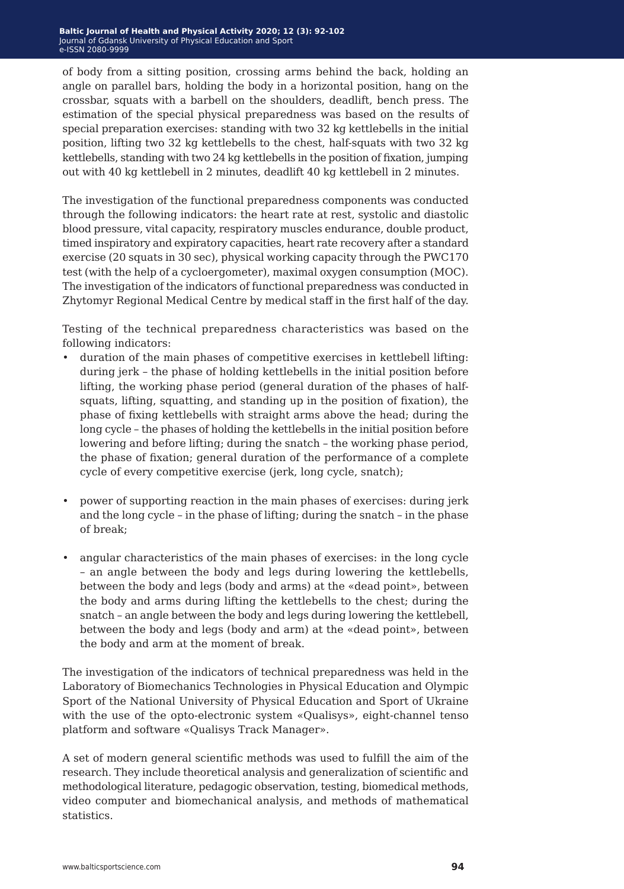of body from a sitting position, crossing arms behind the back, holding an angle on parallel bars, holding the body in a horizontal position, hang on the crossbar, squats with a barbell on the shoulders, deadlift, bench press. The estimation of the special physical preparedness was based on the results of special preparation exercises: standing with two 32 kg kettlebells in the initial position, lifting two 32 kg kettlebells to the chest, half-squats with two 32 kg kettlebells, standing with two 24 kg kettlebells in the position of fixation, jumping out with 40 kg kettlebell in 2 minutes, deadlift 40 kg kettlebell in 2 minutes.

The investigation of the functional preparedness components was conducted through the following indicators: the heart rate at rest, systolic and diastolic blood pressure, vital capacity, respiratory muscles endurance, double product, timed inspiratory and expiratory capacities, heart rate recovery after a standard exercise (20 squats in 30 sec), physical working capacity through the PWC170 test (with the help of a cycloergometer), maximal oxygen consumption (MOC). The investigation of the indicators of functional preparedness was conducted in Zhytomyr Regional Medical Centre by medical staff in the first half of the day.

Testing of the technical preparedness characteristics was based on the following indicators:

- duration of the main phases of competitive exercises in kettlebell lifting: during jerk – the phase of holding kettlebells in the initial position before lifting, the working phase period (general duration of the phases of half-squats, lifting, squatting, and standing up in the position of fixation), the phase of fixing kettlebells with straight arms above the head; during the long cycle – the phases of holding the kettlebells in the initial position before lowering and before lifting; during the snatch – the working phase period, the phase of fixation; general duration of the performance of a complete cycle of every competitive exercise (jerk, long cycle, snatch);

- power of supporting reaction in the main phases of exercises: during jerk and the long cycle – in the phase of lifting; during the snatch – in the phase of break;

- angular characteristics of the main phases of exercises: in the long cycle – an angle between the body and legs during lowering the kettlebells, between the body and legs (body and arms) at the «dead point», between the body and arms during lifting the kettlebells to the chest; during the snatch – an angle between the body and legs during lowering the kettlebell, between the body and legs (body and arm) at the «dead point», between the body and arm at the moment of break.

The investigation of the indicators of technical preparedness was held in the Laboratory of Biomechanics Technologies in Physical Education and Olympic Sport of the National University of Physical Education and Sport of Ukraine with the use of the opto-electronic system «Qualisys», eight-channel tenso platform and software «Qualisys Track Manager».

A set of modern general scientific methods was used to fulfill the aim of the research. They include theoretical analysis and generalization of scientific and methodological literature, pedagogic observation, testing, biomedical methods, video computer and biomechanical analysis, and methods of mathematical statistics.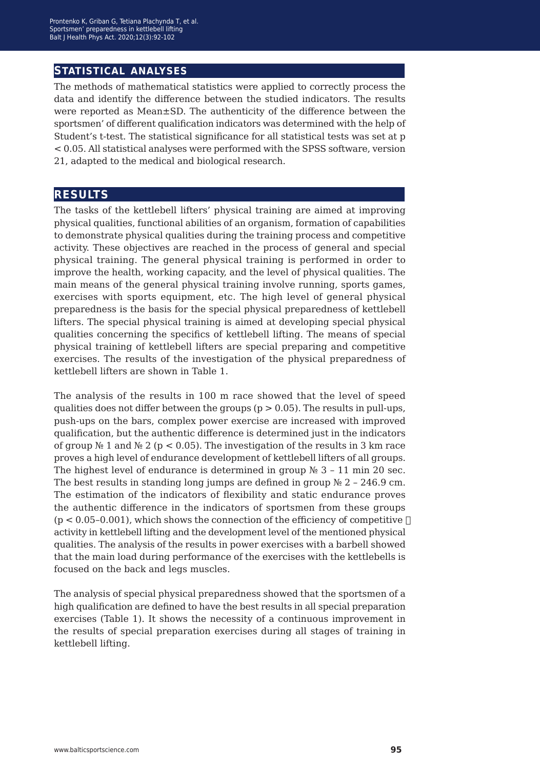## Statistical analyses

The methods of mathematical statistics were applied to correctly process the data and identify the difference between the studied indicators. The results were reported as Mean±SD. The authenticity of the difference between the sportsmen' of different qualification indicators was determined with the help of Student's t-test. The statistical significance for all statistical tests was set at $p < 0.05$. All statistical analyses were performed with the SPSS software, version 21, adapted to the medical and biological research.

## Results

The tasks of the kettlebell lifters' physical training are aimed at improving physical qualities, functional abilities of an organism, formation of capabilities to demonstrate physical qualities during the training process and competitive activity. These objectives are reached in the process of general and special physical training. The general physical training is performed in order to improve the health, working capacity, and the level of physical qualities. The main means of the general physical training involve running, sports games, exercises with sports equipment, etc. The high level of general physical preparedness is the basis for the special physical preparedness of kettlebell lifters. The special physical training is aimed at developing special physical qualities concerning the specifics of kettlebell lifting. The means of special physical training of kettlebell lifters are special preparing and competitive exercises. The results of the investigation of the physical preparedness of kettlebell lifters are shown in Table 1.

The analysis of the results in 100 m race showed that the level of speed qualities does not differ between the groups ($p > 0.05$). The results in pull-ups, push-ups on the bars, complex power exercise are increased with improved qualification, but the authentic difference is determined just in the indicators of group № 1 and № 2 ($p < 0.05$). The investigation of the results in 3 km race proves a high level of endurance development of kettlebell lifters of all groups. The highest level of endurance is determined in group № 3 – 11 min 20 sec. The best results in standing long jumps are defined in group № 2 – 246.9 cm. The estimation of the indicators of flexibility and static endurance proves the authentic difference in the indicators of sportsmen from these groups ($p < 0.05$–$0.001$), which shows the connection of the efficiency of competitive activity in kettlebell lifting and the development level of the mentioned physical qualities. The analysis of the results in power exercises with a barbell showed that the main load during performance of the exercises with the kettlebells is focused on the back and legs muscles.

The analysis of special physical preparedness showed that the sportsmen of a high qualification are defined to have the best results in all special preparation exercises (Table 1). It shows the necessity of a continuous improvement in the results of special preparation exercises during all stages of training in kettlebell lifting.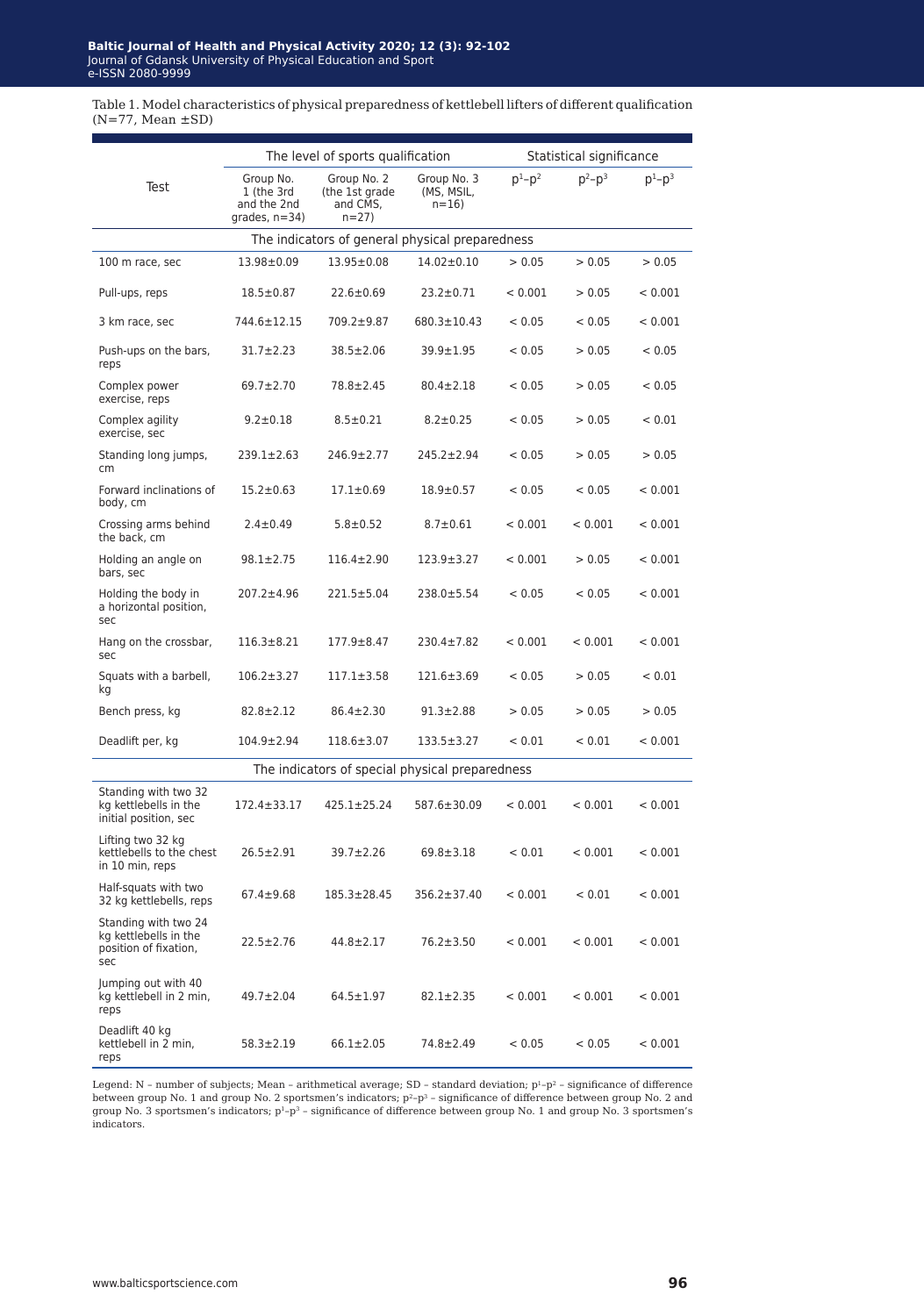Table 1. Model characteristics of physical preparedness of kettlebell lifters of different qualification (N=77, Mean ±SD)

| Test | The level of sports qualification | | | Statistical significance | | |
|---|---|---|---|---|---|---|
| | Group No. 1 (the 3rd and the 2nd grades, n=34) | Group No. 2 (the 1st grade and CMS, n=27) | Group No. 3 (MS, MSIL, n=16) | $p^1$–$p^2$ | $p^2$–$p^3$ | $p^1$–$p^3$ |
| **The indicators of general physical preparedness** | | | | | | |
| 100 m race, sec | 13.98±0.09 | 13.95±0.08 | 14.02±0.10 | > 0.05 | > 0.05 | > 0.05 |
| Pull-ups, reps | 18.5±0.87 | 22.6±0.69 | 23.2±0.71 | < 0.001 | > 0.05 | < 0.001 |
| 3 km race, sec | 744.6±12.15 | 709.2±9.87 | 680.3±10.43 | < 0.05 | < 0.05 | < 0.001 |
| Push-ups on the bars, reps | 31.7±2.23 | 38.5±2.06 | 39.9±1.95 | < 0.05 | > 0.05 | < 0.05 |
| Complex power exercise, reps | 69.7±2.70 | 78.8±2.45 | 80.4±2.18 | < 0.05 | > 0.05 | < 0.05 |
| Complex agility exercise, sec | 9.2±0.18 | 8.5±0.21 | 8.2±0.25 | < 0.05 | > 0.05 | < 0.01 |
| Standing long jumps, cm | 239.1±2.63 | 246.9±2.77 | 245.2±2.94 | < 0.05 | > 0.05 | > 0.05 |
| Forward inclinations of body, cm | 15.2±0.63 | 17.1±0.69 | 18.9±0.57 | < 0.05 | < 0.05 | < 0.001 |
| Crossing arms behind the back, cm | 2.4±0.49 | 5.8±0.52 | 8.7±0.61 | < 0.001 | < 0.001 | < 0.001 |
| Holding an angle on bars, sec | 98.1±2.75 | 116.4±2.90 | 123.9±3.27 | < 0.001 | > 0.05 | < 0.001 |
| Holding the body in a horizontal position, sec | 207.2±4.96 | 221.5±5.04 | 238.0±5.54 | < 0.05 | < 0.05 | < 0.001 |
| Hang on the crossbar, sec | 116.3±8.21 | 177.9±8.47 | 230.4±7.82 | < 0.001 | < 0.001 | < 0.001 |
| Squats with a barbell, kg | 106.2±3.27 | 117.1±3.58 | 121.6±3.69 | < 0.05 | > 0.05 | < 0.01 |
| Bench press, kg | 82.8±2.12 | 86.4±2.30 | 91.3±2.88 | > 0.05 | > 0.05 | > 0.05 |
| Deadlift per, kg | 104.9±2.94 | 118.6±3.07 | 133.5±3.27 | < 0.01 | < 0.01 | < 0.001 |
| **The indicators of special physical preparedness** | | | | | | |
| Standing with two 32 kg kettlebells in the initial position, sec | 172.4±33.17 | 425.1±25.24 | 587.6±30.09 | < 0.001 | < 0.001 | < 0.001 |
| Lifting two 32 kg kettlebells to the chest in 10 min, reps | 26.5±2.91 | 39.7±2.26 | 69.8±3.18 | < 0.01 | < 0.001 | < 0.001 |
| Half-squats with two 32 kg kettlebells, reps | 67.4±9.68 | 185.3±28.45 | 356.2±37.40 | < 0.001 | < 0.01 | < 0.001 |
| Standing with two 24 kg kettlebells in the position of fixation, sec | 22.5±2.76 | 44.8±2.17 | 76.2±3.50 | < 0.001 | < 0.001 | < 0.001 |
| Jumping out with 40 kg kettlebell in 2 min, reps | 49.7±2.04 | 64.5±1.97 | 82.1±2.35 | < 0.001 | < 0.001 | < 0.001 |
| Deadlift 40 kg kettlebell in 2 min, reps | 58.3±2.19 | 66.1±2.05 | 74.8±2.49 | < 0.05 | < 0.05 | < 0.001 |

Legend: N – number of subjects; Mean – arithmetical average; SD – standard deviation; $p^1$–$p^2$ – significance of difference between group No. 1 and group No. 2 sportsmen's indicators; $p^2$–$p^3$ – significance of difference between group No. 2 and group No. 3 sportsmen's indicators; $p^1$–$p^3$ – significance of difference between group No. 1 and group No. 3 sportsmen's indicators.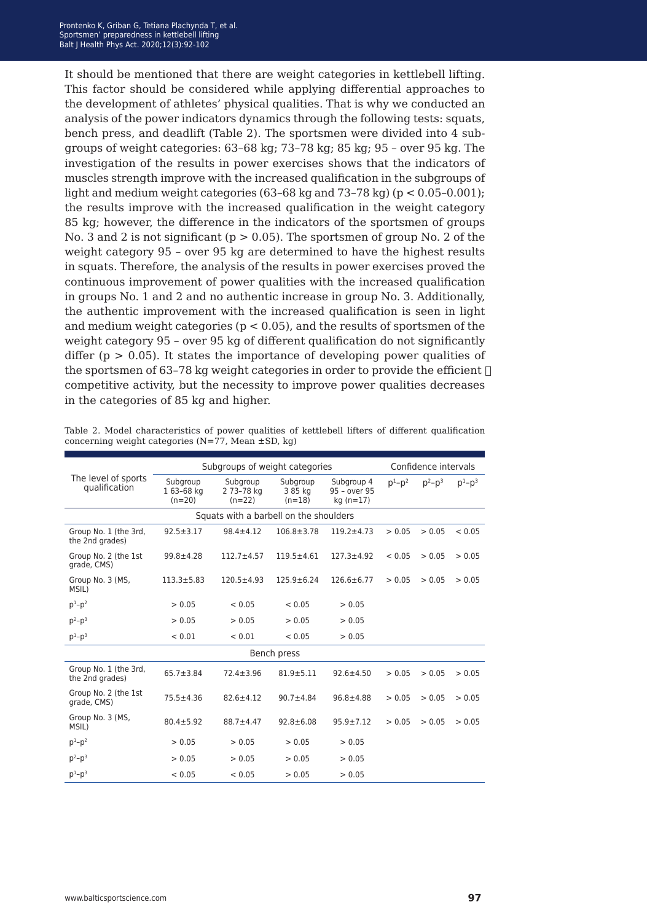It should be mentioned that there are weight categories in kettlebell lifting. This factor should be considered while applying differential approaches to the development of athletes' physical qualities. That is why we conducted an analysis of the power indicators dynamics through the following tests: squats, bench press, and deadlift (Table 2). The sportsmen were divided into 4 subgroups of weight categories: 63–68 kg; 73–78 kg; 85 kg; 95 – over 95 kg. The investigation of the results in power exercises shows that the indicators of muscles strength improve with the increased qualification in the subgroups of light and medium weight categories (63–68 kg and 73–78 kg) ($p < 0.05$–$0.001$); the results improve with the increased qualification in the weight category 85 kg; however, the difference in the indicators of the sportsmen of groups No. 3 and 2 is not significant ($p > 0.05$). The sportsmen of group No. 2 of the weight category 95 – over 95 kg are determined to have the highest results in squats. Therefore, the analysis of the results in power exercises proved the continuous improvement of power qualities with the increased qualification in groups No. 1 and 2 and no authentic increase in group No. 3. Additionally, the authentic improvement with the increased qualification is seen in light and medium weight categories ($p < 0.05$), and the results of sportsmen of the weight category 95 – over 95 kg of different qualification do not significantly differ ($p > 0.05$). It states the importance of developing power qualities of the sportsmen of 63–78 kg weight categories in order to provide the efficient competitive activity, but the necessity to improve power qualities decreases in the categories of 85 kg and higher.

Table 2. Model characteristics of power qualities of kettlebell lifters of different qualification concerning weight categories (N=77, Mean ±SD, kg)

| The level of sports qualification | Subgroups of weight categories | | | | Confidence intervals | | |
|---|---|---|---|---|---|---|---|
| | Subgroup 1 63–68 kg (n=20) | Subgroup 2 73–78 kg (n=22) | Subgroup 3 85 kg (n=18) | Subgroup 4 95 – over 95 kg (n=17) | $p^1$–$p^2$ | $p^2$–$p^3$ | $p^1$–$p^3$ |
| **Squats with a barbell on the shoulders** | | | | | | | |
| Group No. 1 (the 3rd, the 2nd grades) | 92.5±3.17 | 98.4±4.12 | 106.8±3.78 | 119.2±4.73 | > 0.05 | > 0.05 | < 0.05 |
| Group No. 2 (the 1st grade, CMS) | 99.8±4.28 | 112.7±4.57 | 119.5±4.61 | 127.3±4.92 | < 0.05 | > 0.05 | > 0.05 |
| Group No. 3 (MS, MSIL) | 113.3±5.83 | 120.5±4.93 | 125.9±6.24 | 126.6±6.77 | > 0.05 | > 0.05 | > 0.05 |
| $p^1$–$p^2$ | > 0.05 | < 0.05 | < 0.05 | > 0.05 | | | |
| $p^2$–$p^3$ | > 0.05 | > 0.05 | > 0.05 | > 0.05 | | | |
| $p^1$–$p^3$ | < 0.01 | < 0.01 | < 0.05 | > 0.05 | | | |
| **Bench press** | | | | | | | |
| Group No. 1 (the 3rd, the 2nd grades) | 65.7±3.84 | 72.4±3.96 | 81.9±5.11 | 92.6±4.50 | > 0.05 | > 0.05 | > 0.05 |
| Group No. 2 (the 1st grade, CMS) | 75.5±4.36 | 82.6±4.12 | 90.7±4.84 | 96.8±4.88 | > 0.05 | > 0.05 | > 0.05 |
| Group No. 3 (MS, MSIL) | 80.4±5.92 | 88.7±4.47 | 92.8±6.08 | 95.9±7.12 | > 0.05 | > 0.05 | > 0.05 |
| $p^1$–$p^2$ | > 0.05 | > 0.05 | > 0.05 | > 0.05 | | | |
| $p^2$–$p^3$ | > 0.05 | > 0.05 | > 0.05 | > 0.05 | | | |
| $p^1$–$p^3$ | < 0.05 | < 0.05 | > 0.05 | > 0.05 | | | |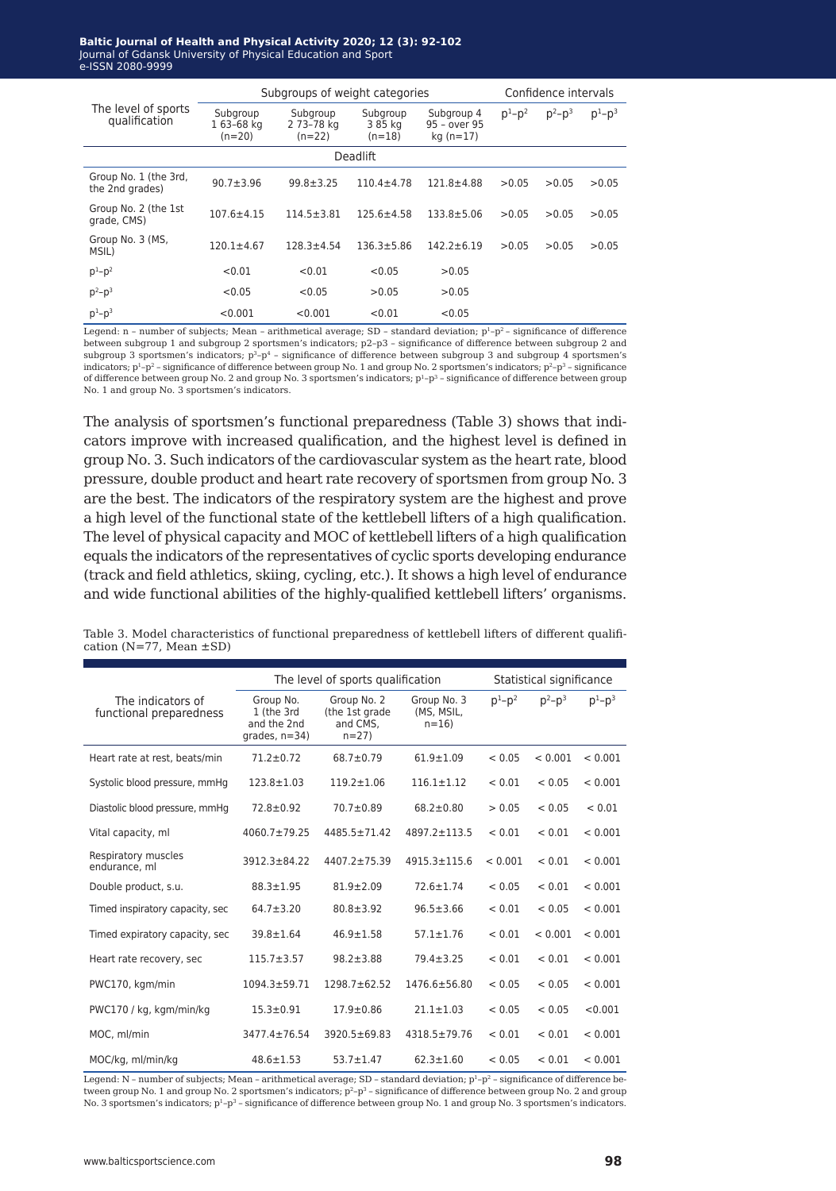| The level of sports qualification | Subgroups of weight categories | | | | Confidence intervals | | |
|---|---|---|---|---|---|---|---|
| | Subgroup 1 63–68 kg (n=20) | Subgroup 2 73–78 kg (n=22) | Subgroup 3 85 kg (n=18) | Subgroup 4 95 – over 95 kg (n=17) | $p^1$–$p^2$ | $p^2$–$p^3$ | $p^1$–$p^3$ |
| Deadlift | | | | | | | |
| Group No. 1 (the 3rd, the 2nd grades) | 90.7±3.96 | 99.8±3.25 | 110.4±4.78 | 121.8±4.88 | >0.05 | >0.05 | >0.05 |
| Group No. 2 (the 1st grade, CMS) | 107.6±4.15 | 114.5±3.81 | 125.6±4.58 | 133.8±5.06 | >0.05 | >0.05 | >0.05 |
| Group No. 3 (MS, MSIL) | 120.1±4.67 | 128.3±4.54 | 136.3±5.86 | 142.2±6.19 | >0.05 | >0.05 | >0.05 |
| $p^1$–$p^2$ | <0.01 | <0.01 | <0.05 | >0.05 | | | |
| $p^2$–$p^3$ | <0.05 | <0.05 | >0.05 | >0.05 | | | |
| $p^1$–$p^3$ | <0.001 | <0.001 | <0.01 | <0.05 | | | |

Legend: n – number of subjects; Mean – arithmetical average; SD – standard deviation; $p^1$–$p^2$ – significance of difference between subgroup 1 and subgroup 2 sportsmen's indicators; p2–p3 – significance of difference between subgroup 2 and subgroup 3 sportsmen's indicators; $p^3$–$p^4$ – significance of difference between subgroup 3 and subgroup 4 sportsmen's indicators; $p^1$–$p^2$ – significance of difference between group No. 1 and group No. 2 sportsmen's indicators; $p^2$–$p^3$ – significance of difference between group No. 2 and group No. 3 sportsmen's indicators; $p^1$–$p^3$ – significance of difference between group No. 1 and group No. 3 sportsmen's indicators.

The analysis of sportsmen's functional preparedness (Table 3) shows that indicators improve with increased qualification, and the highest level is defined in group No. 3. Such indicators of the cardiovascular system as the heart rate, blood pressure, double product and heart rate recovery of sportsmen from group No. 3 are the best. The indicators of the respiratory system are the highest and prove a high level of the functional state of the kettlebell lifters of a high qualification. The level of physical capacity and MOC of kettlebell lifters of a high qualification equals the indicators of the representatives of cyclic sports developing endurance (track and field athletics, skiing, cycling, etc.). It shows a high level of endurance and wide functional abilities of the highly-qualified kettlebell lifters' organisms.

Table 3. Model characteristics of functional preparedness of kettlebell lifters of different qualification (N=77, Mean ±SD)

| The indicators of functional preparedness | The level of sports qualification | | | Statistical significance | | |
|---|---|---|---|---|---|---|
| | Group No. 1 (the 3rd and the 2nd grades, n=34) | Group No. 2 (the 1st grade and CMS, n=27) | Group No. 3 (MS, MSIL, n=16) | $p^1$–$p^2$ | $p^2$–$p^3$ | $p^1$–$p^3$ |
| Heart rate at rest, beats/min | 71.2±0.72 | 68.7±0.79 | 61.9±1.09 | < 0.05 | < 0.001 | < 0.001 |
| Systolic blood pressure, mmHg | 123.8±1.03 | 119.2±1.06 | 116.1±1.12 | < 0.01 | < 0.05 | < 0.001 |
| Diastolic blood pressure, mmHg | 72.8±0.92 | 70.7±0.89 | 68.2±0.80 | > 0.05 | < 0.05 | < 0.01 |
| Vital capacity, ml | 4060.7±79.25 | 4485.5±71.42 | 4897.2±113.5 | < 0.01 | < 0.01 | < 0.001 |
| Respiratory muscles endurance, ml | 3912.3±84.22 | 4407.2±75.39 | 4915.3±115.6 | < 0.001 | < 0.01 | < 0.001 |
| Double product, s.u. | 88.3±1.95 | 81.9±2.09 | 72.6±1.74 | < 0.05 | < 0.01 | < 0.001 |
| Timed inspiratory capacity, sec | 64.7±3.20 | 80.8±3.92 | 96.5±3.66 | < 0.01 | < 0.05 | < 0.001 |
| Timed expiratory capacity, sec | 39.8±1.64 | 46.9±1.58 | 57.1±1.76 | < 0.01 | < 0.001 | < 0.001 |
| Heart rate recovery, sec | 115.7±3.57 | 98.2±3.88 | 79.4±3.25 | < 0.01 | < 0.01 | < 0.001 |
| PWC170, kgm/min | 1094.3±59.71 | 1298.7±62.52 | 1476.6±56.80 | < 0.05 | < 0.05 | < 0.001 |
| PWC170 / kg, kgm/min/kg | 15.3±0.91 | 17.9±0.86 | 21.1±1.03 | < 0.05 | < 0.05 | <0.001 |
| MOC, ml/min | 3477.4±76.54 | 3920.5±69.83 | 4318.5±79.76 | < 0.01 | < 0.01 | < 0.001 |
| MOC/kg, ml/min/kg | 48.6±1.53 | 53.7±1.47 | 62.3±1.60 | < 0.05 | < 0.01 | < 0.001 |

Legend: N – number of subjects; Mean – arithmetical average; SD – standard deviation; $p^1$–$p^2$ – significance of difference between group No. 1 and group No. 2 sportsmen's indicators; $p^2$–$p^3$ – significance of difference between group No. 2 and group No. 3 sportsmen's indicators; $p^1$–$p^3$ – significance of difference between group No. 1 and group No. 3 sportsmen's indicators.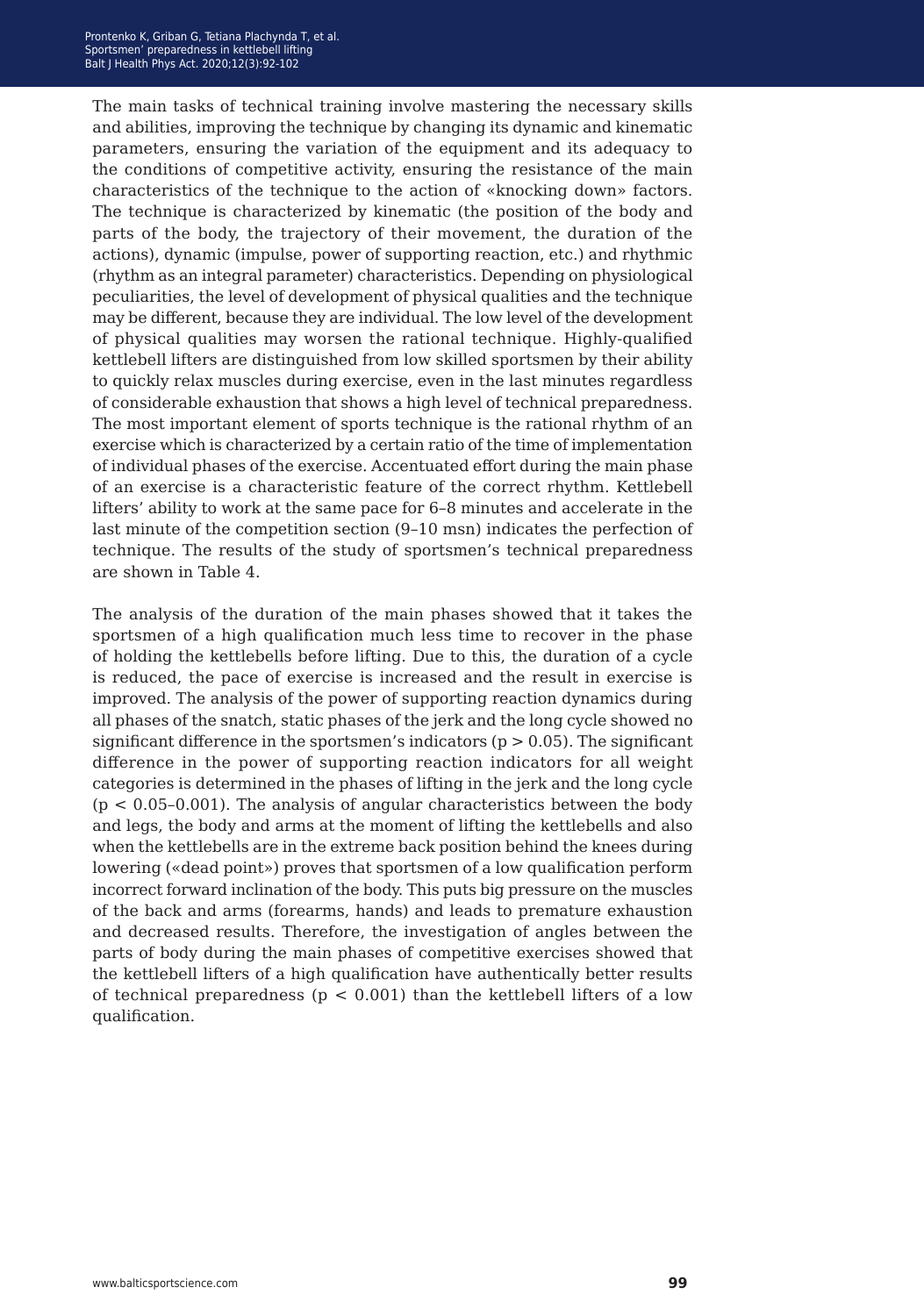The main tasks of technical training involve mastering the necessary skills and abilities, improving the technique by changing its dynamic and kinematic parameters, ensuring the variation of the equipment and its adequacy to the conditions of competitive activity, ensuring the resistance of the main characteristics of the technique to the action of «knocking down» factors. The technique is characterized by kinematic (the position of the body and parts of the body, the trajectory of their movement, the duration of the actions), dynamic (impulse, power of supporting reaction, etc.) and rhythmic (rhythm as an integral parameter) characteristics. Depending on physiological peculiarities, the level of development of physical qualities and the technique may be different, because they are individual. The low level of the development of physical qualities may worsen the rational technique. Highly-qualified kettlebell lifters are distinguished from low skilled sportsmen by their ability to quickly relax muscles during exercise, even in the last minutes regardless of considerable exhaustion that shows a high level of technical preparedness. The most important element of sports technique is the rational rhythm of an exercise which is characterized by a certain ratio of the time of implementation of individual phases of the exercise. Accentuated effort during the main phase of an exercise is a characteristic feature of the correct rhythm. Kettlebell lifters' ability to work at the same pace for 6–8 minutes and accelerate in the last minute of the competition section (9–10 msn) indicates the perfection of technique. The results of the study of sportsmen's technical preparedness are shown in Table 4.

The analysis of the duration of the main phases showed that it takes the sportsmen of a high qualification much less time to recover in the phase of holding the kettlebells before lifting. Due to this, the duration of a cycle is reduced, the pace of exercise is increased and the result in exercise is improved. The analysis of the power of supporting reaction dynamics during all phases of the snatch, static phases of the jerk and the long cycle showed no significant difference in the sportsmen's indicators ($p > 0.05$). The significant difference in the power of supporting reaction indicators for all weight categories is determined in the phases of lifting in the jerk and the long cycle ($p < 0.05$–$0.001$). The analysis of angular characteristics between the body and legs, the body and arms at the moment of lifting the kettlebells and also when the kettlebells are in the extreme back position behind the knees during lowering («dead point») proves that sportsmen of a low qualification perform incorrect forward inclination of the body. This puts big pressure on the muscles of the back and arms (forearms, hands) and leads to premature exhaustion and decreased results. Therefore, the investigation of angles between the parts of body during the main phases of competitive exercises showed that the kettlebell lifters of a high qualification have authentically better results of technical preparedness ($p < 0.001$) than the kettlebell lifters of a low qualification.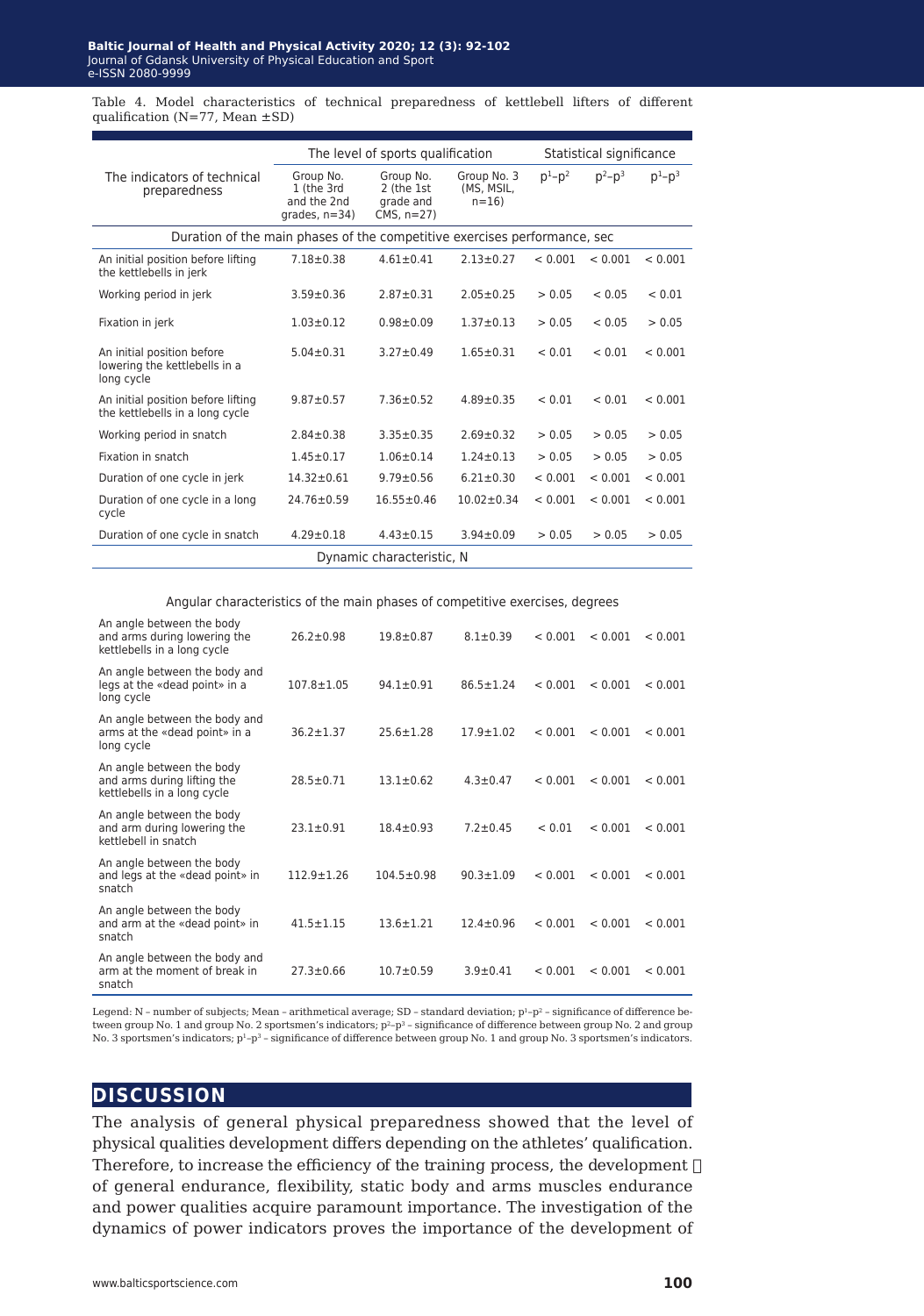Table 4. Model characteristics of technical preparedness of kettlebell lifters of different qualification (N=77, Mean ±SD)

| The indicators of technical preparedness | The level of sports qualification | | | Statistical significance | | |
|---|---|---|---|---|---|---|
| | Group No. 1 (the 3rd and the 2nd grades, n=34) | Group No. 2 (the 1st grade and CMS, n=27) | Group No. 3 (MS, MSIL, n=16) | $p^1$–$p^2$ | $p^2$–$p^3$ | $p^1$–$p^3$ |
| **Duration of the main phases of the competitive exercises performance, sec** | | | | | | |
| An initial position before lifting the kettlebells in jerk | 7.18±0.38 | 4.61±0.41 | 2.13±0.27 | < 0.001 | < 0.001 | < 0.001 |
| Working period in jerk | 3.59±0.36 | 2.87±0.31 | 2.05±0.25 | > 0.05 | < 0.05 | < 0.01 |
| Fixation in jerk | 1.03±0.12 | 0.98±0.09 | 1.37±0.13 | > 0.05 | < 0.05 | > 0.05 |
| An initial position before lowering the kettlebells in a long cycle | 5.04±0.31 | 3.27±0.49 | 1.65±0.31 | < 0.01 | < 0.01 | < 0.001 |
| An initial position before lifting the kettlebells in a long cycle | 9.87±0.57 | 7.36±0.52 | 4.89±0.35 | < 0.01 | < 0.01 | < 0.001 |
| Working period in snatch | 2.84±0.38 | 3.35±0.35 | 2.69±0.32 | > 0.05 | > 0.05 | > 0.05 |
| Fixation in snatch | 1.45±0.17 | 1.06±0.14 | 1.24±0.13 | > 0.05 | > 0.05 | > 0.05 |
| Duration of one cycle in jerk | 14.32±0.61 | 9.79±0.56 | 6.21±0.30 | < 0.001 | < 0.001 | < 0.001 |
| Duration of one cycle in a long cycle | 24.76±0.59 | 16.55±0.46 | 10.02±0.34 | < 0.001 | < 0.001 | < 0.001 |
| Duration of one cycle in snatch | 4.29±0.18 | 4.43±0.15 | 3.94±0.09 | > 0.05 | > 0.05 | > 0.05 |
| **Dynamic characteristic, N** | | | | | | |
| **Angular characteristics of the main phases of competitive exercises, degrees** | | | | | | |
| An angle between the body and arms during lowering the kettlebells in a long cycle | 26.2±0.98 | 19.8±0.87 | 8.1±0.39 | < 0.001 | < 0.001 | < 0.001 |
| An angle between the body and legs at the «dead point» in a long cycle | 107.8±1.05 | 94.1±0.91 | 86.5±1.24 | < 0.001 | < 0.001 | < 0.001 |
| An angle between the body and arms at the «dead point» in a long cycle | 36.2±1.37 | 25.6±1.28 | 17.9±1.02 | < 0.001 | < 0.001 | < 0.001 |
| An angle between the body and arms during lifting the kettlebells in a long cycle | 28.5±0.71 | 13.1±0.62 | 4.3±0.47 | < 0.001 | < 0.001 | < 0.001 |
| An angle between the body and arm during lowering the kettlebell in snatch | 23.1±0.91 | 18.4±0.93 | 7.2±0.45 | < 0.01 | < 0.001 | < 0.001 |
| An angle between the body and legs at the «dead point» in snatch | 112.9±1.26 | 104.5±0.98 | 90.3±1.09 | < 0.001 | < 0.001 | < 0.001 |
| An angle between the body and arm at the «dead point» in snatch | 41.5±1.15 | 13.6±1.21 | 12.4±0.96 | < 0.001 | < 0.001 | < 0.001 |
| An angle between the body and arm at the moment of break in snatch | 27.3±0.66 | 10.7±0.59 | 3.9±0.41 | < 0.001 | < 0.001 | < 0.001 |

Legend: N – number of subjects; Mean – arithmetical average; SD – standard deviation; $p^1$–$p^2$ – significance of difference between group No. 1 and group No. 2 sportsmen's indicators; $p^2$–$p^3$ – significance of difference between group No. 2 and group No. 3 sportsmen's indicators; $p^1$–$p^3$ – significance of difference between group No. 1 and group No. 3 sportsmen's indicators.

## DISCUSSION

The analysis of general physical preparedness showed that the level of physical qualities development differs depending on the athletes' qualification. Therefore, to increase the efficiency of the training process, the development of general endurance, flexibility, static body and arms muscles endurance and power qualities acquire paramount importance. The investigation of the dynamics of power indicators proves the importance of the development of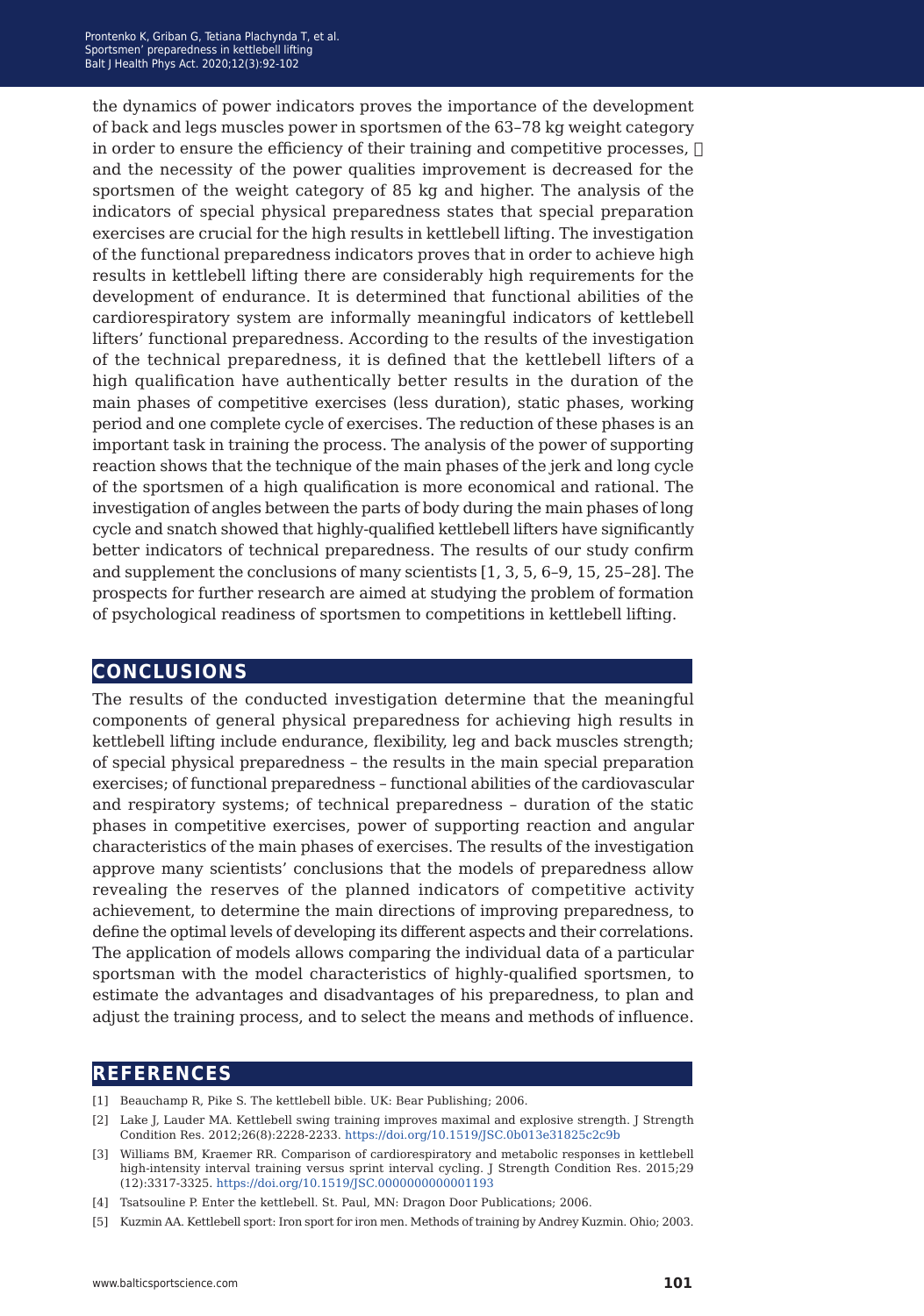the dynamics of power indicators proves the importance of the development of back and legs muscles power in sportsmen of the 63–78 kg weight category in order to ensure the efficiency of their training and competitive processes,  and the necessity of the power qualities improvement is decreased for the sportsmen of the weight category of 85 kg and higher. The analysis of the indicators of special physical preparedness states that special preparation exercises are crucial for the high results in kettlebell lifting. The investigation of the functional preparedness indicators proves that in order to achieve high results in kettlebell lifting there are considerably high requirements for the development of endurance. It is determined that functional abilities of the cardiorespiratory system are informally meaningful indicators of kettlebell lifters' functional preparedness. According to the results of the investigation of the technical preparedness, it is defined that the kettlebell lifters of a high qualification have authentically better results in the duration of the main phases of competitive exercises (less duration), static phases, working period and one complete cycle of exercises. The reduction of these phases is an important task in training the process. The analysis of the power of supporting reaction shows that the technique of the main phases of the jerk and long cycle of the sportsmen of a high qualification is more economical and rational. The investigation of angles between the parts of body during the main phases of long cycle and snatch showed that highly-qualified kettlebell lifters have significantly better indicators of technical preparedness. The results of our study confirm and supplement the conclusions of many scientists [1, 3, 5, 6–9, 15, 25–28]. The prospects for further research are aimed at studying the problem of formation of psychological readiness of sportsmen to competitions in kettlebell lifting.

## CONCLUSIONS

The results of the conducted investigation determine that the meaningful components of general physical preparedness for achieving high results in kettlebell lifting include endurance, flexibility, leg and back muscles strength; of special physical preparedness – the results in the main special preparation exercises; of functional preparedness – functional abilities of the cardiovascular and respiratory systems; of technical preparedness – duration of the static phases in competitive exercises, power of supporting reaction and angular characteristics of the main phases of exercises. The results of the investigation approve many scientists' conclusions that the models of preparedness allow revealing the reserves of the planned indicators of competitive activity achievement, to determine the main directions of improving preparedness, to define the optimal levels of developing its different aspects and their correlations. The application of models allows comparing the individual data of a particular sportsman with the model characteristics of highly-qualified sportsmen, to estimate the advantages and disadvantages of his preparedness, to plan and adjust the training process, and to select the means and methods of influence.

## REFERENCES

[1] Beauchamp R, Pike S. The kettlebell bible. UK: Bear Publishing; 2006.

[2] Lake J, Lauder MA. Kettlebell swing training improves maximal and explosive strength. J Strength Condition Res. 2012;26(8):2228-2233. https://doi.org/10.1519/JSC.0b013e31825c2c9b

[3] Williams BM, Kraemer RR. Comparison of cardiorespiratory and metabolic responses in kettlebell high-intensity interval training versus sprint interval cycling. J Strength Condition Res. 2015;29 (12):3317-3325. https://doi.org/10.1519/JSC.0000000000001193

[4] Tsatsouline P. Enter the kettlebell. St. Paul, MN: Dragon Door Publications; 2006.

[5] Kuzmin AA. Kettlebell sport: Iron sport for iron men. Methods of training by Andrey Kuzmin. Ohio; 2003.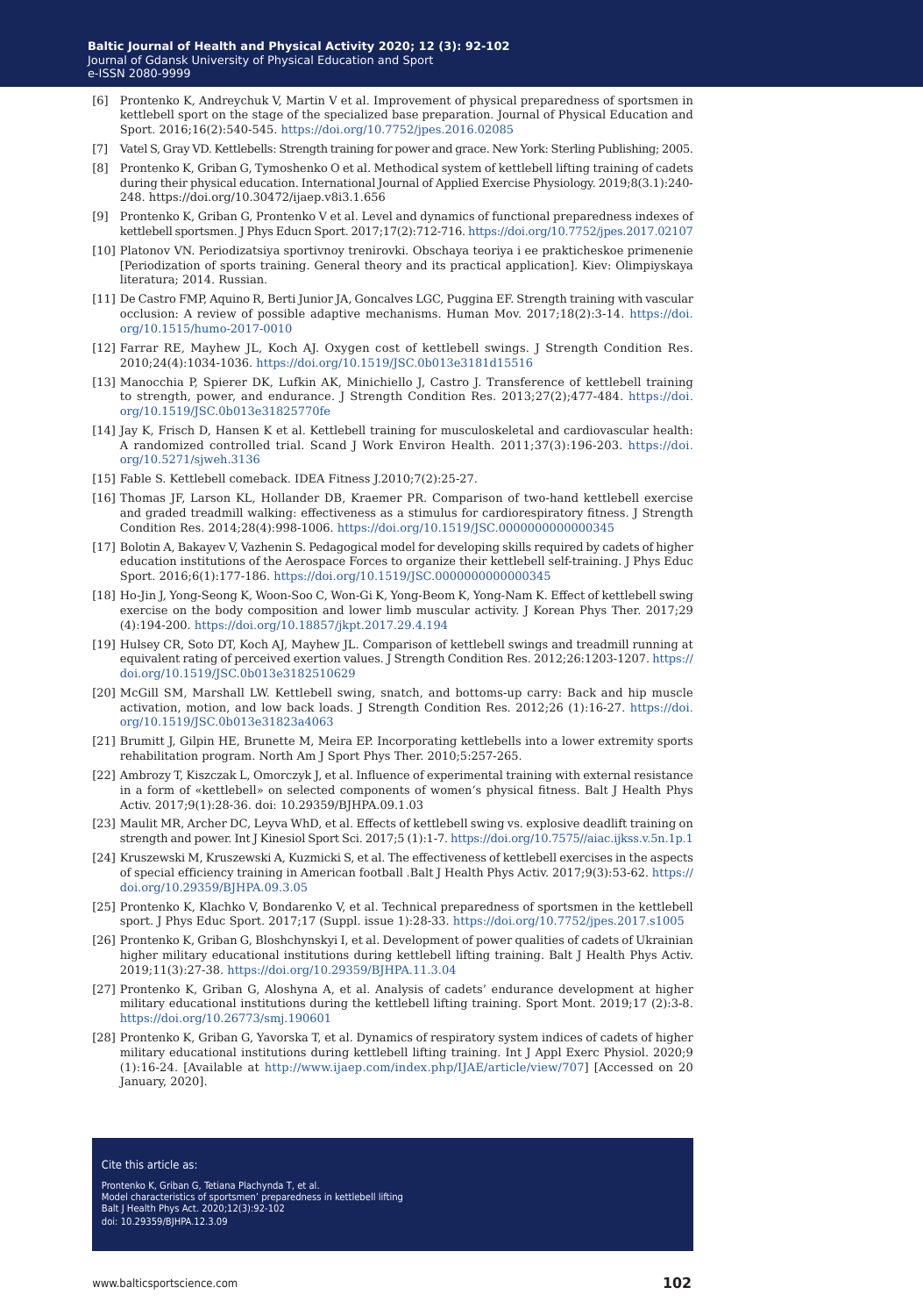[6] Prontenko K, Andreychuk V, Martin V et al. Improvement of physical preparedness of sportsmen in kettlebell sport on the stage of the specialized base preparation. Journal of Physical Education and Sport. 2016;16(2):540-545. https://doi.org/10.7752/jpes.2016.02085

[7] Vatel S, Gray VD. Kettlebells: Strength training for power and grace. New York: Sterling Publishing; 2005.

[8] Prontenko K, Griban G, Tymoshenko O et al. Methodical system of kettlebell lifting training of cadets during their physical education. International Journal of Applied Exercise Physiology. 2019;8(3.1):240-248. https://doi.org/10.30472/ijaep.v8i3.1.656

[9] Prontenko K, Griban G, Prontenko V et al. Level and dynamics of functional preparedness indexes of kettlebell sportsmen. J Phys Educn Sport. 2017;17(2):712-716. https://doi.org/10.7752/jpes.2017.02107

[10] Platonov VN. Periodizatsiya sportivnoy trenirovki. Obschaya teoriya i ee prakticheskoe primenenie [Periodization of sports training. General theory and its practical application]. Kiev: Olimpiyskaya literatura; 2014. Russian.

[11] De Castro FMP, Aquino R, Berti Junior JA, Goncalves LGC, Puggina EF. Strength training with vascular occlusion: A review of possible adaptive mechanisms. Human Mov. 2017;18(2):3-14. https://doi.org/10.1515/humo-2017-0010

[12] Farrar RE, Mayhew JL, Koch AJ. Oxygen cost of kettlebell swings. J Strength Condition Res. 2010;24(4):1034-1036. https://doi.org/10.1519/JSC.0b013e3181d15516

[13] Manocchia P, Spierer DK, Lufkin AK, Minichiello J, Castro J. Transference of kettlebell training to strength, power, and endurance. J Strength Condition Res. 2013;27(2);477-484. https://doi.org/10.1519/JSC.0b013e31825770fe

[14] Jay K, Frisch D, Hansen K et al. Kettlebell training for musculoskeletal and cardiovascular health: A randomized controlled trial. Scand J Work Environ Health. 2011;37(3):196-203. https://doi.org/10.5271/sjweh.3136

[15] Fable S. Kettlebell comeback. IDEA Fitness J.2010;7(2):25-27.

[16] Thomas JF, Larson KL, Hollander DB, Kraemer PR. Comparison of two-hand kettlebell exercise and graded treadmill walking: effectiveness as a stimulus for cardiorespiratory fitness. J Strength Condition Res. 2014;28(4):998-1006. https://doi.org/10.1519/JSC.0000000000000345

[17] Bolotin A, Bakayev V, Vazhenin S. Pedagogical model for developing skills required by cadets of higher education institutions of the Aerospace Forces to organize their kettlebell self-training. J Phys Educ Sport. 2016;6(1):177-186. https://doi.org/10.1519/JSC.0000000000000345

[18] Ho-Jin J, Yong-Seong K, Woon-Soo C, Won-Gi K, Yong-Beom K, Yong-Nam K. Effect of kettlebell swing exercise on the body composition and lower limb muscular activity. J Korean Phys Ther. 2017;29 (4):194-200. https://doi.org/10.18857/jkpt.2017.29.4.194

[19] Hulsey CR, Soto DT, Koch AJ, Mayhew JL. Comparison of kettlebell swings and treadmill running at equivalent rating of perceived exertion values. J Strength Condition Res. 2012;26:1203-1207. https://doi.org/10.1519/JSC.0b013e3182510629

[20] McGill SM, Marshall LW. Kettlebell swing, snatch, and bottoms-up carry: Back and hip muscle activation, motion, and low back loads. J Strength Condition Res. 2012;26 (1):16-27. https://doi.org/10.1519/JSC.0b013e31823a4063

[21] Brumitt J, Gilpin HE, Brunette M, Meira EP. Incorporating kettlebells into a lower extremity sports rehabilitation program. North Am J Sport Phys Ther. 2010;5:257-265.

[22] Ambrozy T, Kiszczak L, Omorczyk J, et al. Influence of experimental training with external resistance in a form of «kettlebell» on selected components of women's physical fitness. Balt J Health Phys Activ. 2017;9(1):28-36. doi: 10.29359/BJHPA.09.1.03

[23] Maulit MR, Archer DC, Leyva WhD, et al. Effects of kettlebell swing vs. explosive deadlift training on strength and power. Int J Kinesiol Sport Sci. 2017;5 (1):1-7. https://doi.org/10.7575//aiac.ijkss.v.5n.1p.1

[24] Kruszewski M, Kruszewski A, Kuzmicki S, et al. The effectiveness of kettlebell exercises in the aspects of special efficiency training in American football .Balt J Health Phys Activ. 2017;9(3):53-62. https://doi.org/10.29359/BJHPA.09.3.05

[25] Prontenko K, Klachko V, Bondarenko V, et al. Technical preparedness of sportsmen in the kettlebell sport. J Phys Educ Sport. 2017;17 (Suppl. issue 1):28-33. https://doi.org/10.7752/jpes.2017.s1005

[26] Prontenko K, Griban G, Bloshchynskyi I, et al. Development of power qualities of cadets of Ukrainian higher military educational institutions during kettlebell lifting training. Balt J Health Phys Activ. 2019;11(3):27-38. https://doi.org/10.29359/BJHPA.11.3.04

[27] Prontenko K, Griban G, Aloshyna A, et al. Analysis of cadets' endurance development at higher military educational institutions during the kettlebell lifting training. Sport Mont. 2019;17 (2):3-8. https://doi.org/10.26773/smj.190601

[28] Prontenko K, Griban G, Yavorska T, et al. Dynamics of respiratory system indices of cadets of higher military educational institutions during kettlebell lifting training. Int J Appl Exerc Physiol. 2020;9 (1):16-24. [Available at http://www.ijaep.com/index.php/IJAE/article/view/707] [Accessed on 20 January, 2020].

Cite this article as:

Prontenko K, Griban G, Tetiana Plachynda T, et al.
Model characteristics of sportsmen' preparedness in kettlebell lifting
Balt J Health Phys Act. 2020;12(3):92-102
doi: 10.29359/BJHPA.12.3.09